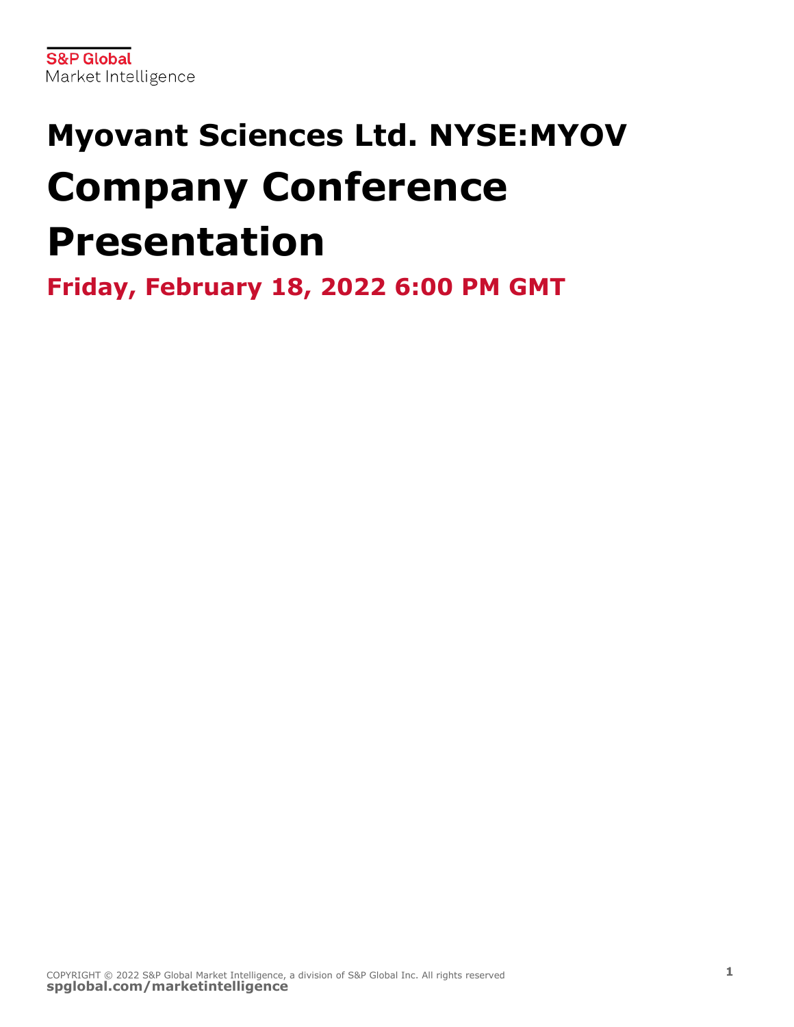S&P Global
Market Intelligence

# Myovant Sciences Ltd. NYSE:MYOV

# Company Conference Presentation

## Friday, February 18, 2022 6:00 PM GMT

COPYRIGHT © 2022 S&P Global Market Intelligence, a division of S&P Global Inc. All rights reserved
**spglobal.com/marketintelligence**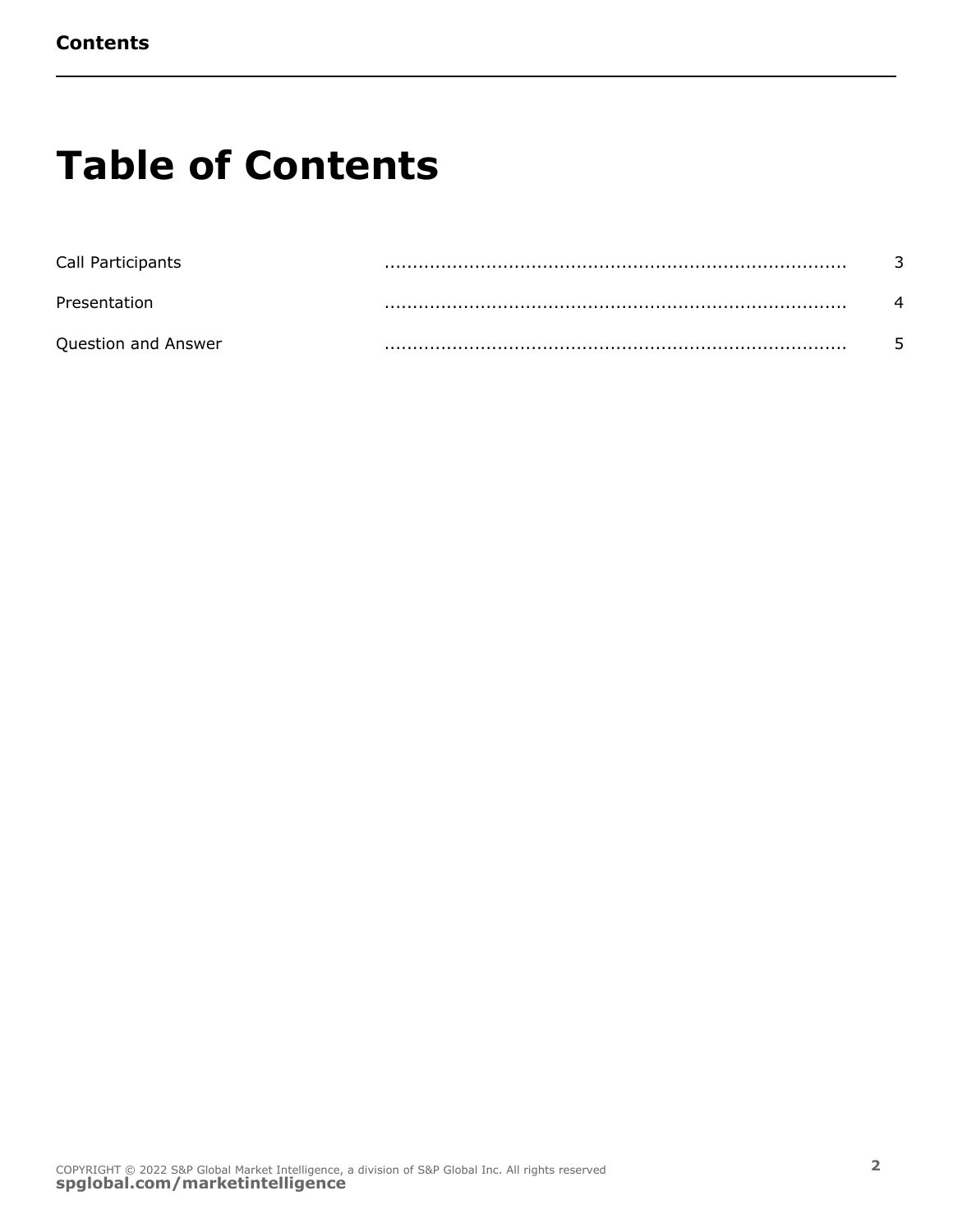# Table of Contents

| | | |
|---|---|---|
| Call Participants | .................................................................................. | 3 |
| Presentation | .................................................................................. | 4 |
| Question and Answer | .................................................................................. | 5 |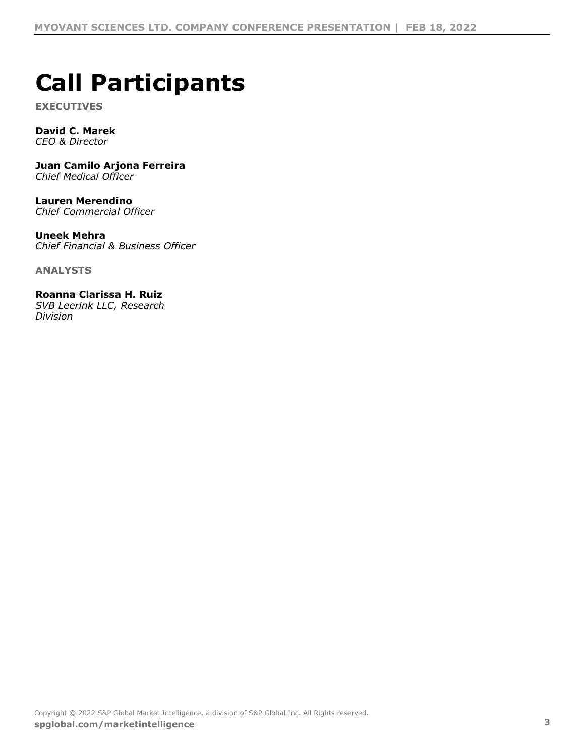# Call Participants

**EXECUTIVES**

**David C. Marek**
*CEO & Director*

**Juan Camilo Arjona Ferreira**
*Chief Medical Officer*

**Lauren Merendino**
*Chief Commercial Officer*

**Uneek Mehra**
*Chief Financial & Business Officer*

**ANALYSTS**

**Roanna Clarissa H. Ruiz**
*SVB Leerink LLC, Research Division*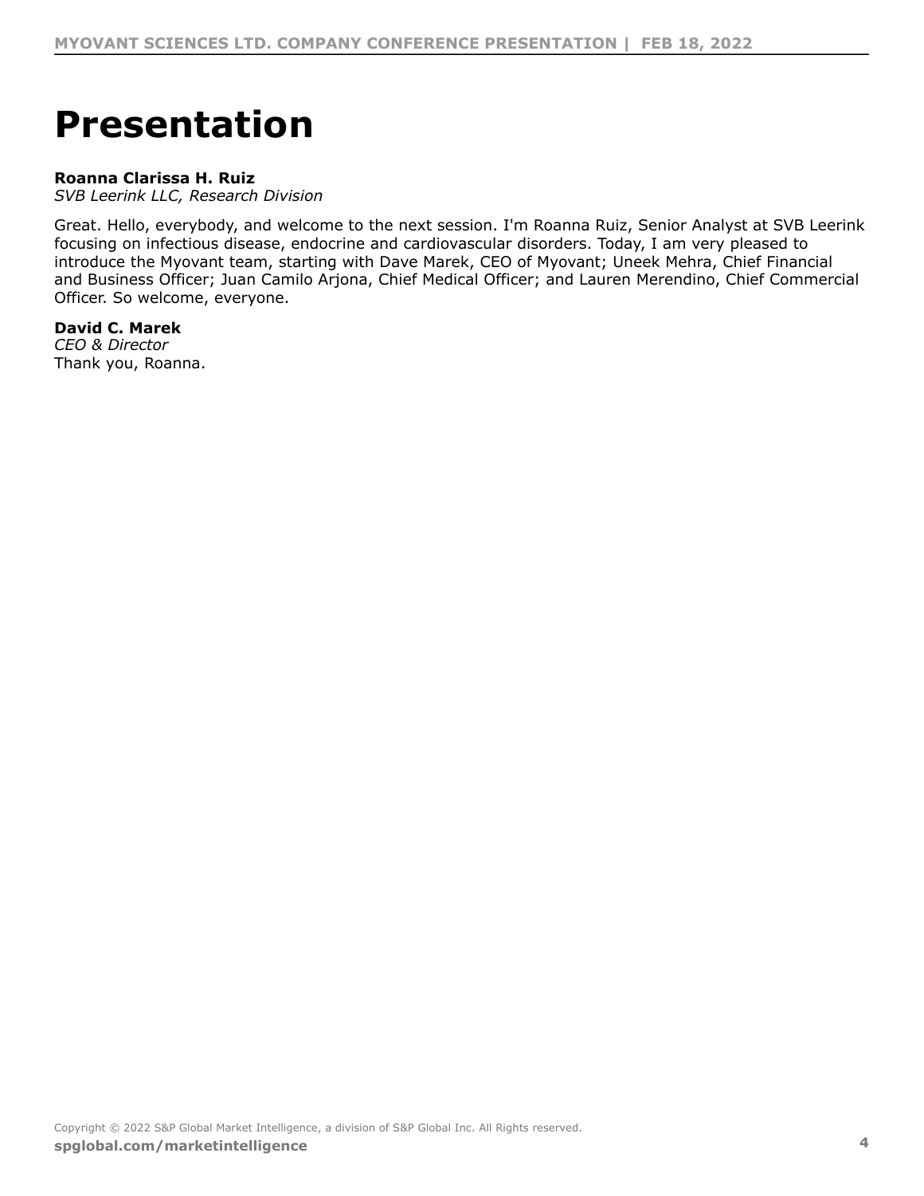# Presentation

**Roanna Clarissa H. Ruiz**
*SVB Leerink LLC, Research Division*

Great. Hello, everybody, and welcome to the next session. I'm Roanna Ruiz, Senior Analyst at SVB Leerink focusing on infectious disease, endocrine and cardiovascular disorders. Today, I am very pleased to introduce the Myovant team, starting with Dave Marek, CEO of Myovant; Uneek Mehra, Chief Financial and Business Officer; Juan Camilo Arjona, Chief Medical Officer; and Lauren Merendino, Chief Commercial Officer. So welcome, everyone.

**David C. Marek**
*CEO & Director*
Thank you, Roanna.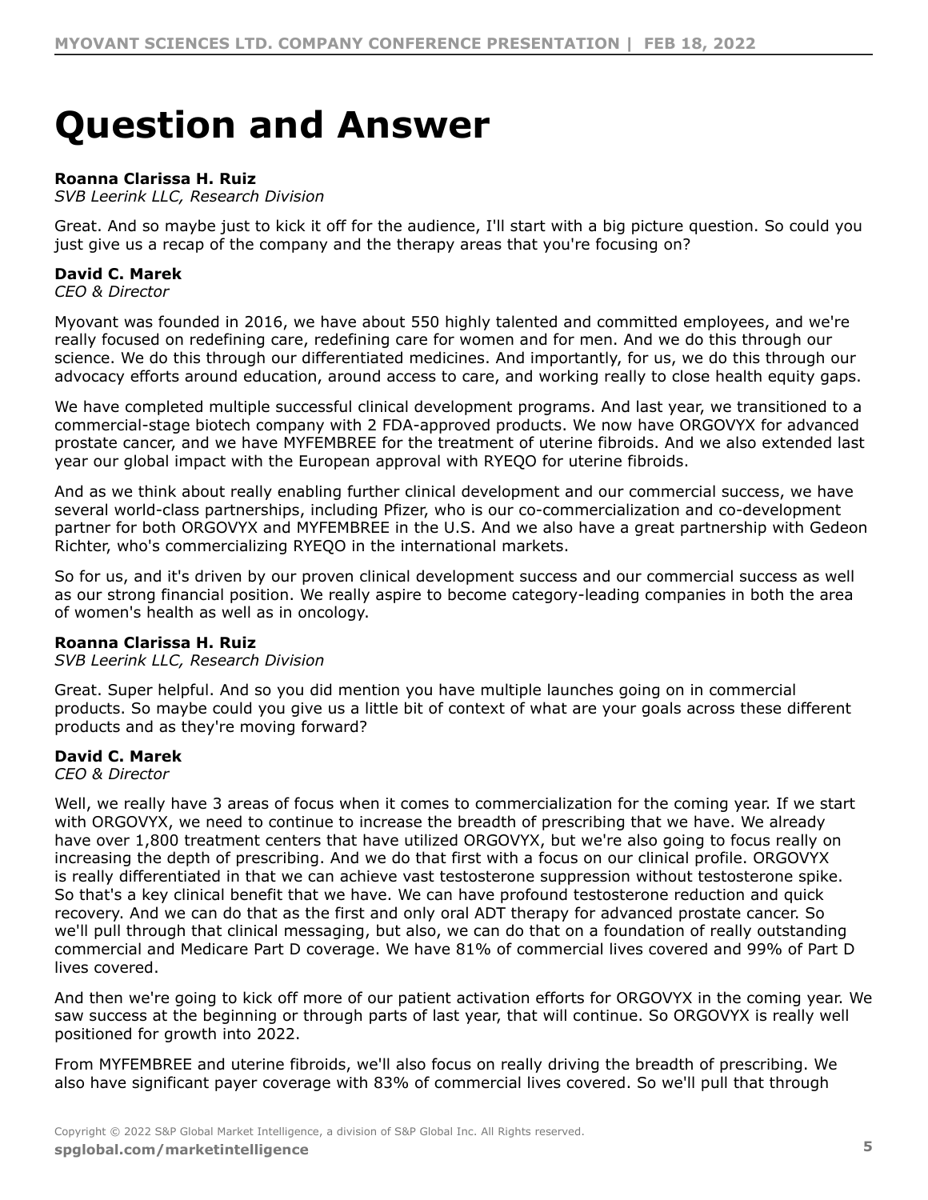# Question and Answer

**Roanna Clarissa H. Ruiz**
*SVB Leerink LLC, Research Division*

Great. And so maybe just to kick it off for the audience, I'll start with a big picture question. So could you just give us a recap of the company and the therapy areas that you're focusing on?

**David C. Marek**
*CEO & Director*

Myovant was founded in 2016, we have about 550 highly talented and committed employees, and we're really focused on redefining care, redefining care for women and for men. And we do this through our science. We do this through our differentiated medicines. And importantly, for us, we do this through our advocacy efforts around education, around access to care, and working really to close health equity gaps.

We have completed multiple successful clinical development programs. And last year, we transitioned to a commercial-stage biotech company with 2 FDA-approved products. We now have ORGOVYX for advanced prostate cancer, and we have MYFEMBREE for the treatment of uterine fibroids. And we also extended last year our global impact with the European approval with RYEQO for uterine fibroids.

And as we think about really enabling further clinical development and our commercial success, we have several world-class partnerships, including Pfizer, who is our co-commercialization and co-development partner for both ORGOVYX and MYFEMBREE in the U.S. And we also have a great partnership with Gedeon Richter, who's commercializing RYEQO in the international markets.

So for us, and it's driven by our proven clinical development success and our commercial success as well as our strong financial position. We really aspire to become category-leading companies in both the area of women's health as well as in oncology.

**Roanna Clarissa H. Ruiz**
*SVB Leerink LLC, Research Division*

Great. Super helpful. And so you did mention you have multiple launches going on in commercial products. So maybe could you give us a little bit of context of what are your goals across these different products and as they're moving forward?

**David C. Marek**
*CEO & Director*

Well, we really have 3 areas of focus when it comes to commercialization for the coming year. If we start with ORGOVYX, we need to continue to increase the breadth of prescribing that we have. We already have over 1,800 treatment centers that have utilized ORGOVYX, but we're also going to focus really on increasing the depth of prescribing. And we do that first with a focus on our clinical profile. ORGOVYX is really differentiated in that we can achieve vast testosterone suppression without testosterone spike. So that's a key clinical benefit that we have. We can have profound testosterone reduction and quick recovery. And we can do that as the first and only oral ADT therapy for advanced prostate cancer. So we'll pull through that clinical messaging, but also, we can do that on a foundation of really outstanding commercial and Medicare Part D coverage. We have 81% of commercial lives covered and 99% of Part D lives covered.

And then we're going to kick off more of our patient activation efforts for ORGOVYX in the coming year. We saw success at the beginning or through parts of last year, that will continue. So ORGOVYX is really well positioned for growth into 2022.

From MYFEMBREE and uterine fibroids, we'll also focus on really driving the breadth of prescribing. We also have significant payer coverage with 83% of commercial lives covered. So we'll pull that through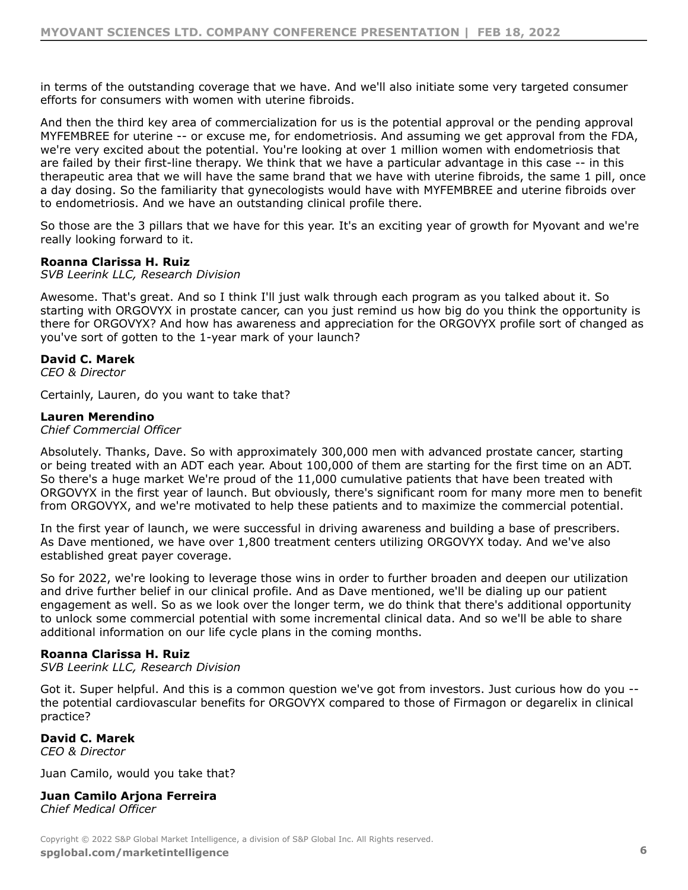in terms of the outstanding coverage that we have. And we'll also initiate some very targeted consumer efforts for consumers with women with uterine fibroids.

And then the third key area of commercialization for us is the potential approval or the pending approval MYFEMBREE for uterine -- or excuse me, for endometriosis. And assuming we get approval from the FDA, we're very excited about the potential. You're looking at over 1 million women with endometriosis that are failed by their first-line therapy. We think that we have a particular advantage in this case -- in this therapeutic area that we will have the same brand that we have with uterine fibroids, the same 1 pill, once a day dosing. So the familiarity that gynecologists would have with MYFEMBREE and uterine fibroids over to endometriosis. And we have an outstanding clinical profile there.

So those are the 3 pillars that we have for this year. It's an exciting year of growth for Myovant and we're really looking forward to it.

**Roanna Clarissa H. Ruiz**
*SVB Leerink LLC, Research Division*

Awesome. That's great. And so I think I'll just walk through each program as you talked about it. So starting with ORGOVYX in prostate cancer, can you just remind us how big do you think the opportunity is there for ORGOVYX? And how has awareness and appreciation for the ORGOVYX profile sort of changed as you've sort of gotten to the 1-year mark of your launch?

**David C. Marek**
*CEO & Director*

Certainly, Lauren, do you want to take that?

**Lauren Merendino**
*Chief Commercial Officer*

Absolutely. Thanks, Dave. So with approximately 300,000 men with advanced prostate cancer, starting or being treated with an ADT each year. About 100,000 of them are starting for the first time on an ADT. So there's a huge market We're proud of the 11,000 cumulative patients that have been treated with ORGOVYX in the first year of launch. But obviously, there's significant room for many more men to benefit from ORGOVYX, and we're motivated to help these patients and to maximize the commercial potential.

In the first year of launch, we were successful in driving awareness and building a base of prescribers. As Dave mentioned, we have over 1,800 treatment centers utilizing ORGOVYX today. And we've also established great payer coverage.

So for 2022, we're looking to leverage those wins in order to further broaden and deepen our utilization and drive further belief in our clinical profile. And as Dave mentioned, we'll be dialing up our patient engagement as well. So as we look over the longer term, we do think that there's additional opportunity to unlock some commercial potential with some incremental clinical data. And so we'll be able to share additional information on our life cycle plans in the coming months.

**Roanna Clarissa H. Ruiz**
*SVB Leerink LLC, Research Division*

Got it. Super helpful. And this is a common question we've got from investors. Just curious how do you -- the potential cardiovascular benefits for ORGOVYX compared to those of Firmagon or degarelix in clinical practice?

**David C. Marek**
*CEO & Director*

Juan Camilo, would you take that?

**Juan Camilo Arjona Ferreira**
*Chief Medical Officer*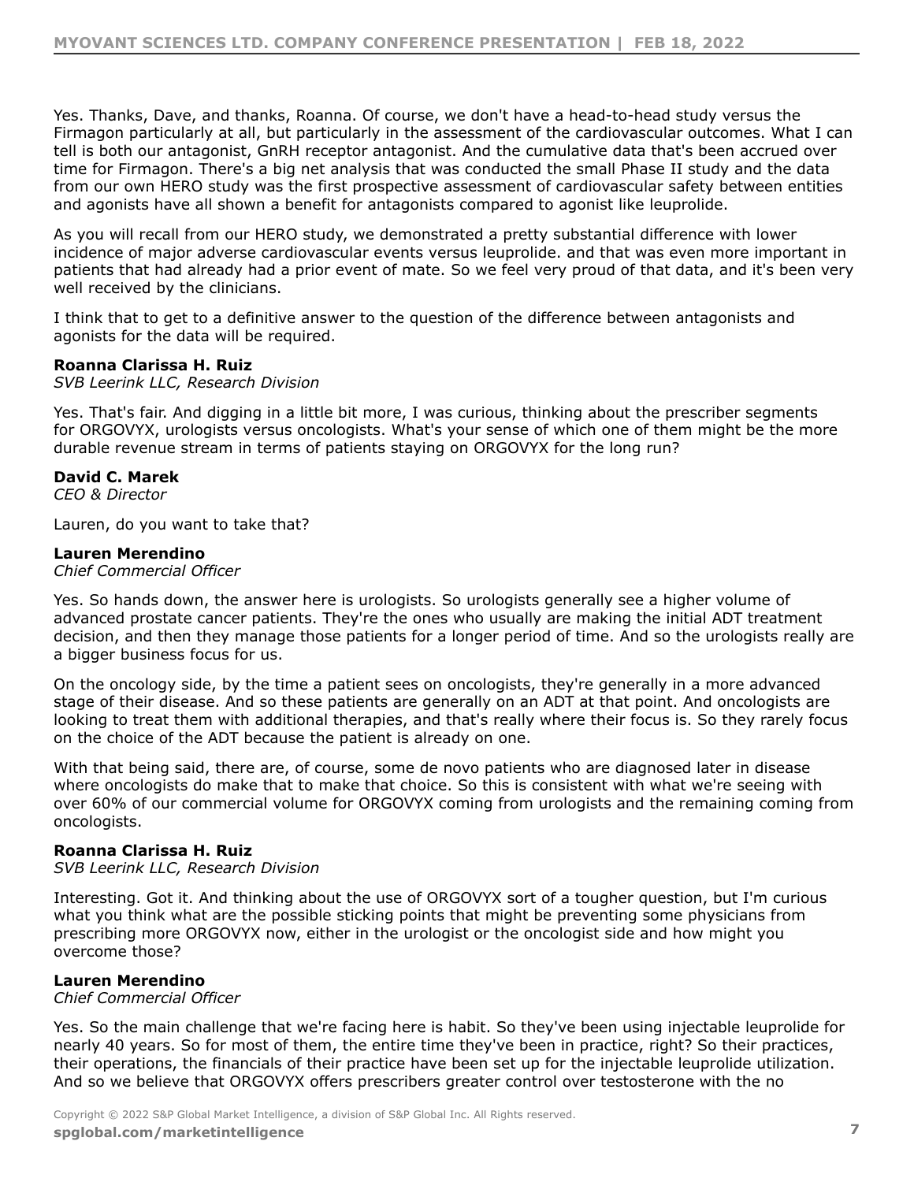Yes. Thanks, Dave, and thanks, Roanna. Of course, we don't have a head-to-head study versus the Firmagon particularly at all, but particularly in the assessment of the cardiovascular outcomes. What I can tell is both our antagonist, GnRH receptor antagonist. And the cumulative data that's been accrued over time for Firmagon. There's a big net analysis that was conducted the small Phase II study and the data from our own HERO study was the first prospective assessment of cardiovascular safety between entities and agonists have all shown a benefit for antagonists compared to agonist like leuprolide.

As you will recall from our HERO study, we demonstrated a pretty substantial difference with lower incidence of major adverse cardiovascular events versus leuprolide. and that was even more important in patients that had already had a prior event of mate. So we feel very proud of that data, and it's been very well received by the clinicians.

I think that to get to a definitive answer to the question of the difference between antagonists and agonists for the data will be required.

**Roanna Clarissa H. Ruiz**
*SVB Leerink LLC, Research Division*

Yes. That's fair. And digging in a little bit more, I was curious, thinking about the prescriber segments for ORGOVYX, urologists versus oncologists. What's your sense of which one of them might be the more durable revenue stream in terms of patients staying on ORGOVYX for the long run?

**David C. Marek**
*CEO & Director*

Lauren, do you want to take that?

**Lauren Merendino**
*Chief Commercial Officer*

Yes. So hands down, the answer here is urologists. So urologists generally see a higher volume of advanced prostate cancer patients. They're the ones who usually are making the initial ADT treatment decision, and then they manage those patients for a longer period of time. And so the urologists really are a bigger business focus for us.

On the oncology side, by the time a patient sees on oncologists, they're generally in a more advanced stage of their disease. And so these patients are generally on an ADT at that point. And oncologists are looking to treat them with additional therapies, and that's really where their focus is. So they rarely focus on the choice of the ADT because the patient is already on one.

With that being said, there are, of course, some de novo patients who are diagnosed later in disease where oncologists do make that to make that choice. So this is consistent with what we're seeing with over 60% of our commercial volume for ORGOVYX coming from urologists and the remaining coming from oncologists.

**Roanna Clarissa H. Ruiz**
*SVB Leerink LLC, Research Division*

Interesting. Got it. And thinking about the use of ORGOVYX sort of a tougher question, but I'm curious what you think what are the possible sticking points that might be preventing some physicians from prescribing more ORGOVYX now, either in the urologist or the oncologist side and how might you overcome those?

**Lauren Merendino**
*Chief Commercial Officer*

Yes. So the main challenge that we're facing here is habit. So they've been using injectable leuprolide for nearly 40 years. So for most of them, the entire time they've been in practice, right? So their practices, their operations, the financials of their practice have been set up for the injectable leuprolide utilization. And so we believe that ORGOVYX offers prescribers greater control over testosterone with the no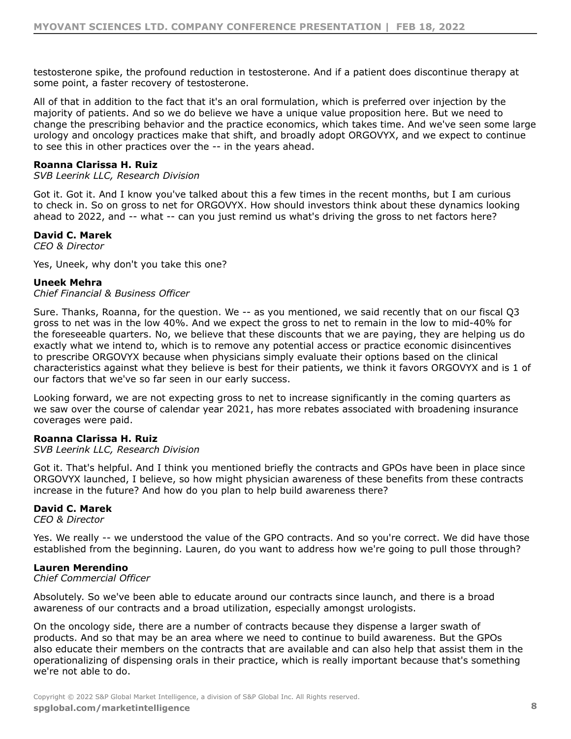testosterone spike, the profound reduction in testosterone. And if a patient does discontinue therapy at some point, a faster recovery of testosterone.

All of that in addition to the fact that it's an oral formulation, which is preferred over injection by the majority of patients. And so we do believe we have a unique value proposition here. But we need to change the prescribing behavior and the practice economics, which takes time. And we've seen some large urology and oncology practices make that shift, and broadly adopt ORGOVYX, and we expect to continue to see this in other practices over the -- in the years ahead.

**Roanna Clarissa H. Ruiz**
*SVB Leerink LLC, Research Division*

Got it. Got it. And I know you've talked about this a few times in the recent months, but I am curious to check in. So on gross to net for ORGOVYX. How should investors think about these dynamics looking ahead to 2022, and -- what -- can you just remind us what's driving the gross to net factors here?

**David C. Marek**
*CEO & Director*

Yes, Uneek, why don't you take this one?

**Uneek Mehra**
*Chief Financial & Business Officer*

Sure. Thanks, Roanna, for the question. We -- as you mentioned, we said recently that on our fiscal Q3 gross to net was in the low 40%. And we expect the gross to net to remain in the low to mid-40% for the foreseeable quarters. No, we believe that these discounts that we are paying, they are helping us do exactly what we intend to, which is to remove any potential access or practice economic disincentives to prescribe ORGOVYX because when physicians simply evaluate their options based on the clinical characteristics against what they believe is best for their patients, we think it favors ORGOVYX and is 1 of our factors that we've so far seen in our early success.

Looking forward, we are not expecting gross to net to increase significantly in the coming quarters as we saw over the course of calendar year 2021, has more rebates associated with broadening insurance coverages were paid.

**Roanna Clarissa H. Ruiz**
*SVB Leerink LLC, Research Division*

Got it. That's helpful. And I think you mentioned briefly the contracts and GPOs have been in place since ORGOVYX launched, I believe, so how might physician awareness of these benefits from these contracts increase in the future? And how do you plan to help build awareness there?

**David C. Marek**
*CEO & Director*

Yes. We really -- we understood the value of the GPO contracts. And so you're correct. We did have those established from the beginning. Lauren, do you want to address how we're going to pull those through?

**Lauren Merendino**
*Chief Commercial Officer*

Absolutely. So we've been able to educate around our contracts since launch, and there is a broad awareness of our contracts and a broad utilization, especially amongst urologists.

On the oncology side, there are a number of contracts because they dispense a larger swath of products. And so that may be an area where we need to continue to build awareness. But the GPOs also educate their members on the contracts that are available and can also help that assist them in the operationalizing of dispensing orals in their practice, which is really important because that's something we're not able to do.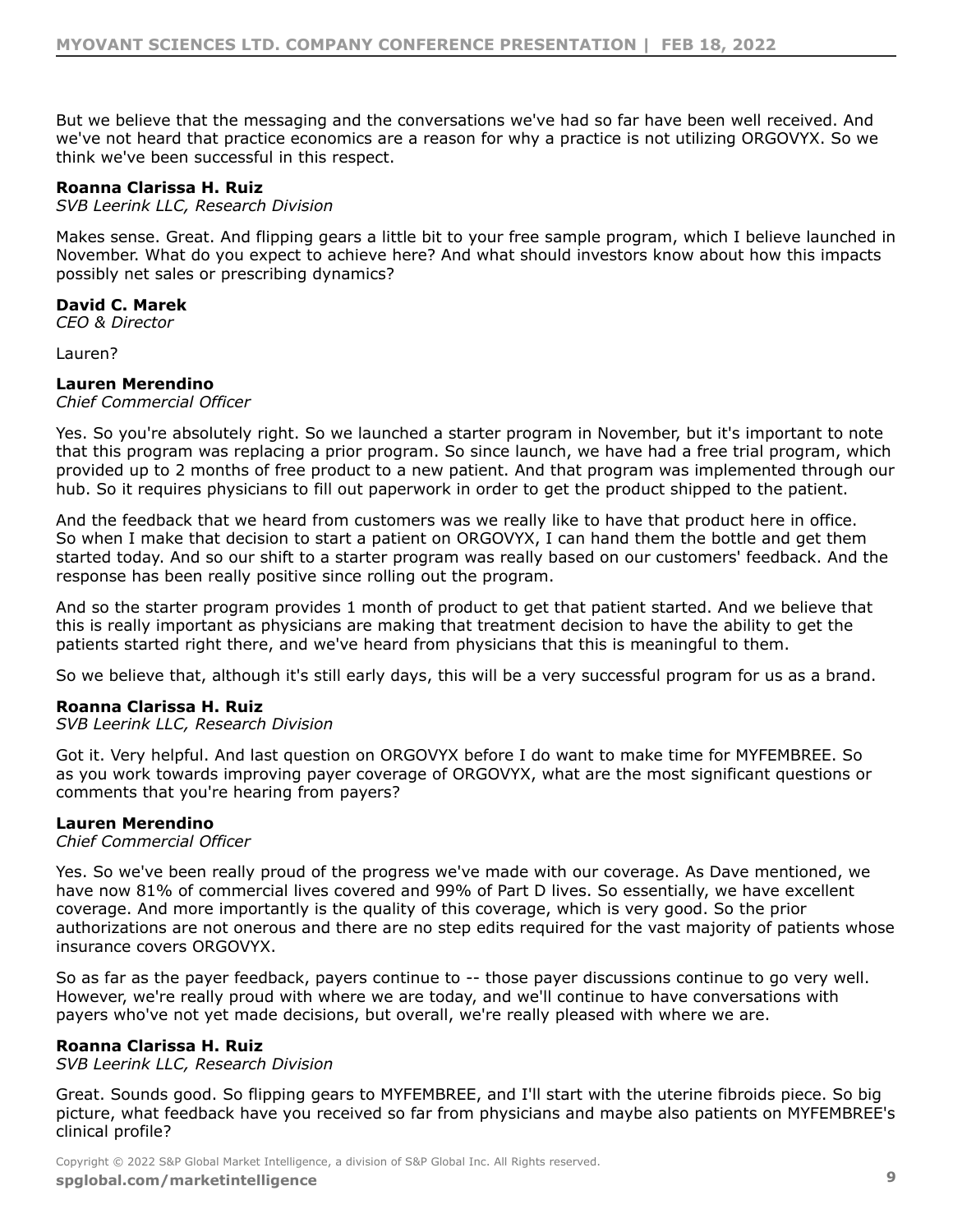But we believe that the messaging and the conversations we've had so far have been well received. And we've not heard that practice economics are a reason for why a practice is not utilizing ORGOVYX. So we think we've been successful in this respect.

**Roanna Clarissa H. Ruiz**
*SVB Leerink LLC, Research Division*

Makes sense. Great. And flipping gears a little bit to your free sample program, which I believe launched in November. What do you expect to achieve here? And what should investors know about how this impacts possibly net sales or prescribing dynamics?

**David C. Marek**
*CEO & Director*

Lauren?

**Lauren Merendino**
*Chief Commercial Officer*

Yes. So you're absolutely right. So we launched a starter program in November, but it's important to note that this program was replacing a prior program. So since launch, we have had a free trial program, which provided up to 2 months of free product to a new patient. And that program was implemented through our hub. So it requires physicians to fill out paperwork in order to get the product shipped to the patient.

And the feedback that we heard from customers was we really like to have that product here in office. So when I make that decision to start a patient on ORGOVYX, I can hand them the bottle and get them started today. And so our shift to a starter program was really based on our customers' feedback. And the response has been really positive since rolling out the program.

And so the starter program provides 1 month of product to get that patient started. And we believe that this is really important as physicians are making that treatment decision to have the ability to get the patients started right there, and we've heard from physicians that this is meaningful to them.

So we believe that, although it's still early days, this will be a very successful program for us as a brand.

**Roanna Clarissa H. Ruiz**
*SVB Leerink LLC, Research Division*

Got it. Very helpful. And last question on ORGOVYX before I do want to make time for MYFEMBREE. So as you work towards improving payer coverage of ORGOVYX, what are the most significant questions or comments that you're hearing from payers?

**Lauren Merendino**
*Chief Commercial Officer*

Yes. So we've been really proud of the progress we've made with our coverage. As Dave mentioned, we have now 81% of commercial lives covered and 99% of Part D lives. So essentially, we have excellent coverage. And more importantly is the quality of this coverage, which is very good. So the prior authorizations are not onerous and there are no step edits required for the vast majority of patients whose insurance covers ORGOVYX.

So as far as the payer feedback, payers continue to -- those payer discussions continue to go very well. However, we're really proud with where we are today, and we'll continue to have conversations with payers who've not yet made decisions, but overall, we're really pleased with where we are.

**Roanna Clarissa H. Ruiz**
*SVB Leerink LLC, Research Division*

Great. Sounds good. So flipping gears to MYFEMBREE, and I'll start with the uterine fibroids piece. So big picture, what feedback have you received so far from physicians and maybe also patients on MYFEMBREE's clinical profile?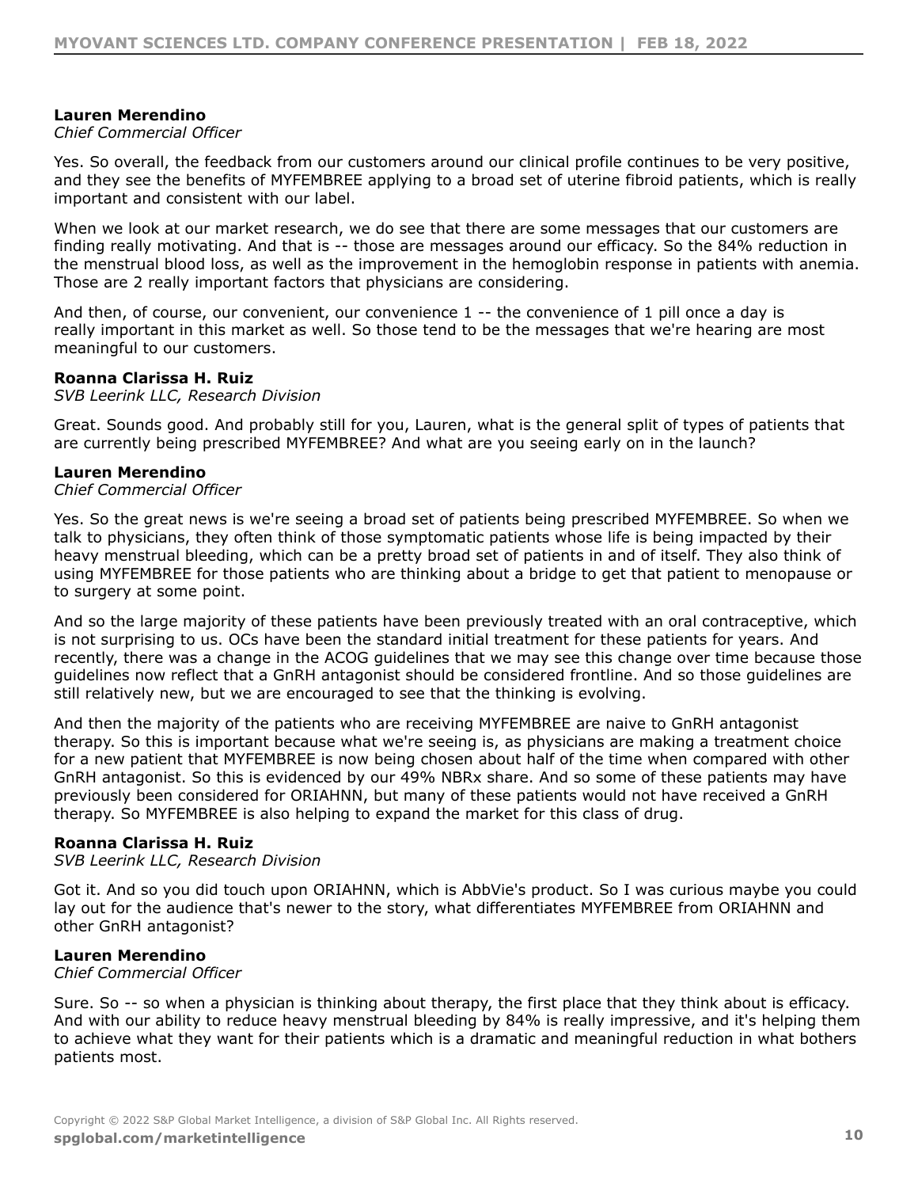**Lauren Merendino**
*Chief Commercial Officer*

Yes. So overall, the feedback from our customers around our clinical profile continues to be very positive, and they see the benefits of MYFEMBREE applying to a broad set of uterine fibroid patients, which is really important and consistent with our label.

When we look at our market research, we do see that there are some messages that our customers are finding really motivating. And that is -- those are messages around our efficacy. So the 84% reduction in the menstrual blood loss, as well as the improvement in the hemoglobin response in patients with anemia. Those are 2 really important factors that physicians are considering.

And then, of course, our convenient, our convenience 1 -- the convenience of 1 pill once a day is really important in this market as well. So those tend to be the messages that we're hearing are most meaningful to our customers.

**Roanna Clarissa H. Ruiz**
*SVB Leerink LLC, Research Division*

Great. Sounds good. And probably still for you, Lauren, what is the general split of types of patients that are currently being prescribed MYFEMBREE? And what are you seeing early on in the launch?

**Lauren Merendino**
*Chief Commercial Officer*

Yes. So the great news is we're seeing a broad set of patients being prescribed MYFEMBREE. So when we talk to physicians, they often think of those symptomatic patients whose life is being impacted by their heavy menstrual bleeding, which can be a pretty broad set of patients in and of itself. They also think of using MYFEMBREE for those patients who are thinking about a bridge to get that patient to menopause or to surgery at some point.

And so the large majority of these patients have been previously treated with an oral contraceptive, which is not surprising to us. OCs have been the standard initial treatment for these patients for years. And recently, there was a change in the ACOG guidelines that we may see this change over time because those guidelines now reflect that a GnRH antagonist should be considered frontline. And so those guidelines are still relatively new, but we are encouraged to see that the thinking is evolving.

And then the majority of the patients who are receiving MYFEMBREE are naive to GnRH antagonist therapy. So this is important because what we're seeing is, as physicians are making a treatment choice for a new patient that MYFEMBREE is now being chosen about half of the time when compared with other GnRH antagonist. So this is evidenced by our 49% NBRx share. And so some of these patients may have previously been considered for ORIAHNN, but many of these patients would not have received a GnRH therapy. So MYFEMBREE is also helping to expand the market for this class of drug.

**Roanna Clarissa H. Ruiz**
*SVB Leerink LLC, Research Division*

Got it. And so you did touch upon ORIAHNN, which is AbbVie's product. So I was curious maybe you could lay out for the audience that's newer to the story, what differentiates MYFEMBREE from ORIAHNN and other GnRH antagonist?

**Lauren Merendino**
*Chief Commercial Officer*

Sure. So -- so when a physician is thinking about therapy, the first place that they think about is efficacy. And with our ability to reduce heavy menstrual bleeding by 84% is really impressive, and it's helping them to achieve what they want for their patients which is a dramatic and meaningful reduction in what bothers patients most.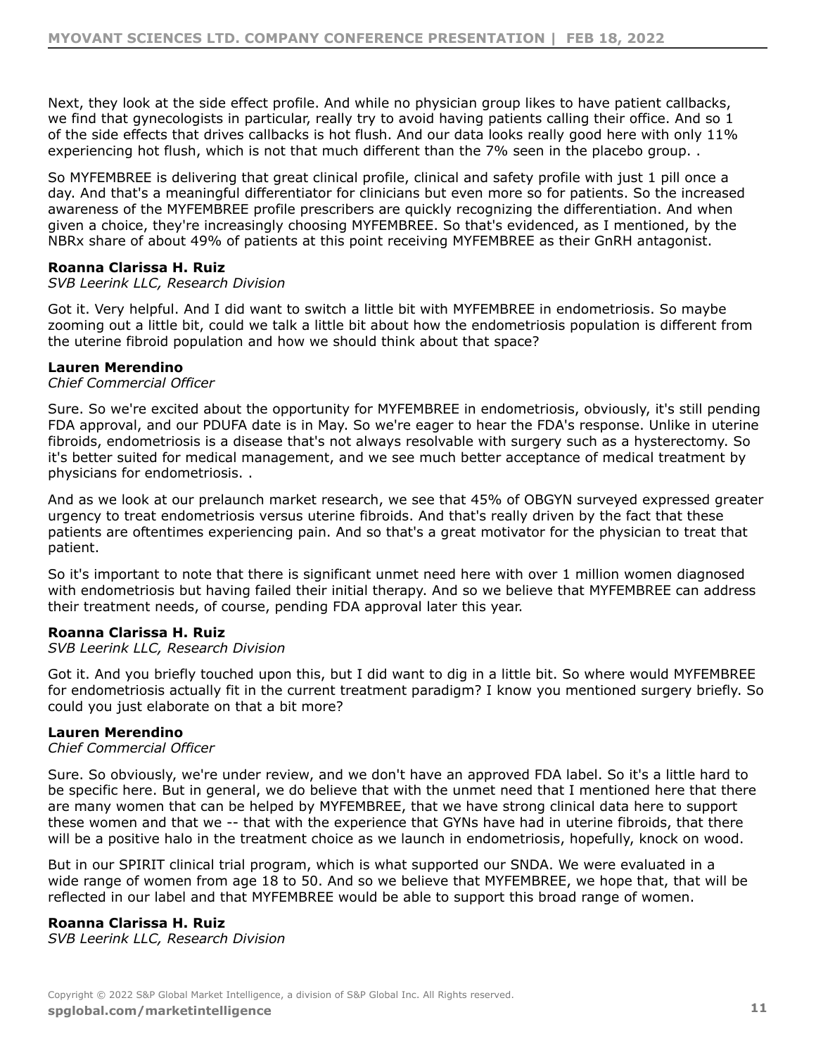Next, they look at the side effect profile. And while no physician group likes to have patient callbacks, we find that gynecologists in particular, really try to avoid having patients calling their office. And so 1 of the side effects that drives callbacks is hot flush. And our data looks really good here with only 11% experiencing hot flush, which is not that much different than the 7% seen in the placebo group. .

So MYFEMBREE is delivering that great clinical profile, clinical and safety profile with just 1 pill once a day. And that's a meaningful differentiator for clinicians but even more so for patients. So the increased awareness of the MYFEMBREE profile prescribers are quickly recognizing the differentiation. And when given a choice, they're increasingly choosing MYFEMBREE. So that's evidenced, as I mentioned, by the NBRx share of about 49% of patients at this point receiving MYFEMBREE as their GnRH antagonist.

**Roanna Clarissa H. Ruiz**
*SVB Leerink LLC, Research Division*

Got it. Very helpful. And I did want to switch a little bit with MYFEMBREE in endometriosis. So maybe zooming out a little bit, could we talk a little bit about how the endometriosis population is different from the uterine fibroid population and how we should think about that space?

**Lauren Merendino**
*Chief Commercial Officer*

Sure. So we're excited about the opportunity for MYFEMBREE in endometriosis, obviously, it's still pending FDA approval, and our PDUFA date is in May. So we're eager to hear the FDA's response. Unlike in uterine fibroids, endometriosis is a disease that's not always resolvable with surgery such as a hysterectomy. So it's better suited for medical management, and we see much better acceptance of medical treatment by physicians for endometriosis. .

And as we look at our prelaunch market research, we see that 45% of OBGYN surveyed expressed greater urgency to treat endometriosis versus uterine fibroids. And that's really driven by the fact that these patients are oftentimes experiencing pain. And so that's a great motivator for the physician to treat that patient.

So it's important to note that there is significant unmet need here with over 1 million women diagnosed with endometriosis but having failed their initial therapy. And so we believe that MYFEMBREE can address their treatment needs, of course, pending FDA approval later this year.

**Roanna Clarissa H. Ruiz**
*SVB Leerink LLC, Research Division*

Got it. And you briefly touched upon this, but I did want to dig in a little bit. So where would MYFEMBREE for endometriosis actually fit in the current treatment paradigm? I know you mentioned surgery briefly. So could you just elaborate on that a bit more?

**Lauren Merendino**
*Chief Commercial Officer*

Sure. So obviously, we're under review, and we don't have an approved FDA label. So it's a little hard to be specific here. But in general, we do believe that with the unmet need that I mentioned here that there are many women that can be helped by MYFEMBREE, that we have strong clinical data here to support these women and that we -- that with the experience that GYNs have had in uterine fibroids, that there will be a positive halo in the treatment choice as we launch in endometriosis, hopefully, knock on wood.

But in our SPIRIT clinical trial program, which is what supported our SNDA. We were evaluated in a wide range of women from age 18 to 50. And so we believe that MYFEMBREE, we hope that, that will be reflected in our label and that MYFEMBREE would be able to support this broad range of women.

**Roanna Clarissa H. Ruiz**
*SVB Leerink LLC, Research Division*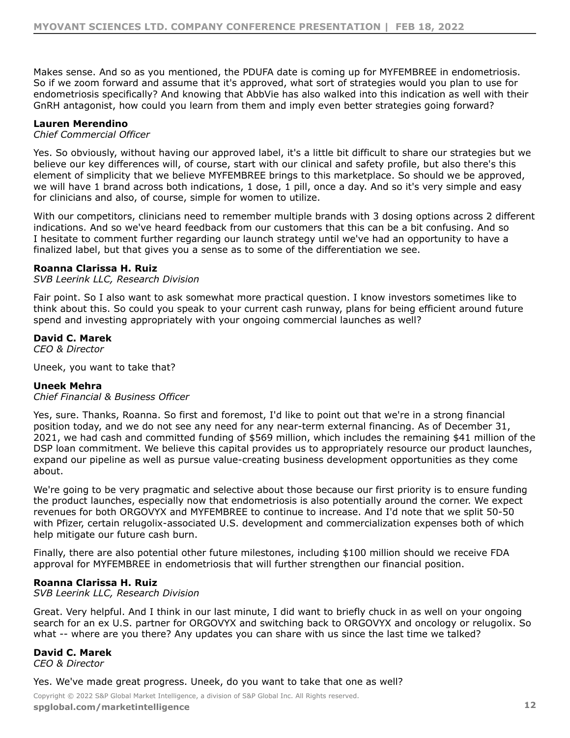Makes sense. And so as you mentioned, the PDUFA date is coming up for MYFEMBREE in endometriosis. So if we zoom forward and assume that it's approved, what sort of strategies would you plan to use for endometriosis specifically? And knowing that AbbVie has also walked into this indication as well with their GnRH antagonist, how could you learn from them and imply even better strategies going forward?

**Lauren Merendino**
*Chief Commercial Officer*

Yes. So obviously, without having our approved label, it's a little bit difficult to share our strategies but we believe our key differences will, of course, start with our clinical and safety profile, but also there's this element of simplicity that we believe MYFEMBREE brings to this marketplace. So should we be approved, we will have 1 brand across both indications, 1 dose, 1 pill, once a day. And so it's very simple and easy for clinicians and also, of course, simple for women to utilize.

With our competitors, clinicians need to remember multiple brands with 3 dosing options across 2 different indications. And so we've heard feedback from our customers that this can be a bit confusing. And so I hesitate to comment further regarding our launch strategy until we've had an opportunity to have a finalized label, but that gives you a sense as to some of the differentiation we see.

**Roanna Clarissa H. Ruiz**
*SVB Leerink LLC, Research Division*

Fair point. So I also want to ask somewhat more practical question. I know investors sometimes like to think about this. So could you speak to your current cash runway, plans for being efficient around future spend and investing appropriately with your ongoing commercial launches as well?

**David C. Marek**
*CEO & Director*

Uneek, you want to take that?

**Uneek Mehra**
*Chief Financial & Business Officer*

Yes, sure. Thanks, Roanna. So first and foremost, I'd like to point out that we're in a strong financial position today, and we do not see any need for any near-term external financing. As of December 31, 2021, we had cash and committed funding of $569 million, which includes the remaining $41 million of the DSP loan commitment. We believe this capital provides us to appropriately resource our product launches, expand our pipeline as well as pursue value-creating business development opportunities as they come about.

We're going to be very pragmatic and selective about those because our first priority is to ensure funding the product launches, especially now that endometriosis is also potentially around the corner. We expect revenues for both ORGOVYX and MYFEMBREE to continue to increase. And I'd note that we split 50-50 with Pfizer, certain relugolix-associated U.S. development and commercialization expenses both of which help mitigate our future cash burn.

Finally, there are also potential other future milestones, including $100 million should we receive FDA approval for MYFEMBREE in endometriosis that will further strengthen our financial position.

**Roanna Clarissa H. Ruiz**
*SVB Leerink LLC, Research Division*

Great. Very helpful. And I think in our last minute, I did want to briefly chuck in as well on your ongoing search for an ex U.S. partner for ORGOVYX and switching back to ORGOVYX and oncology or relugolix. So what -- where are you there? Any updates you can share with us since the last time we talked?

**David C. Marek**
*CEO & Director*

Yes. We've made great progress. Uneek, do you want to take that one as well?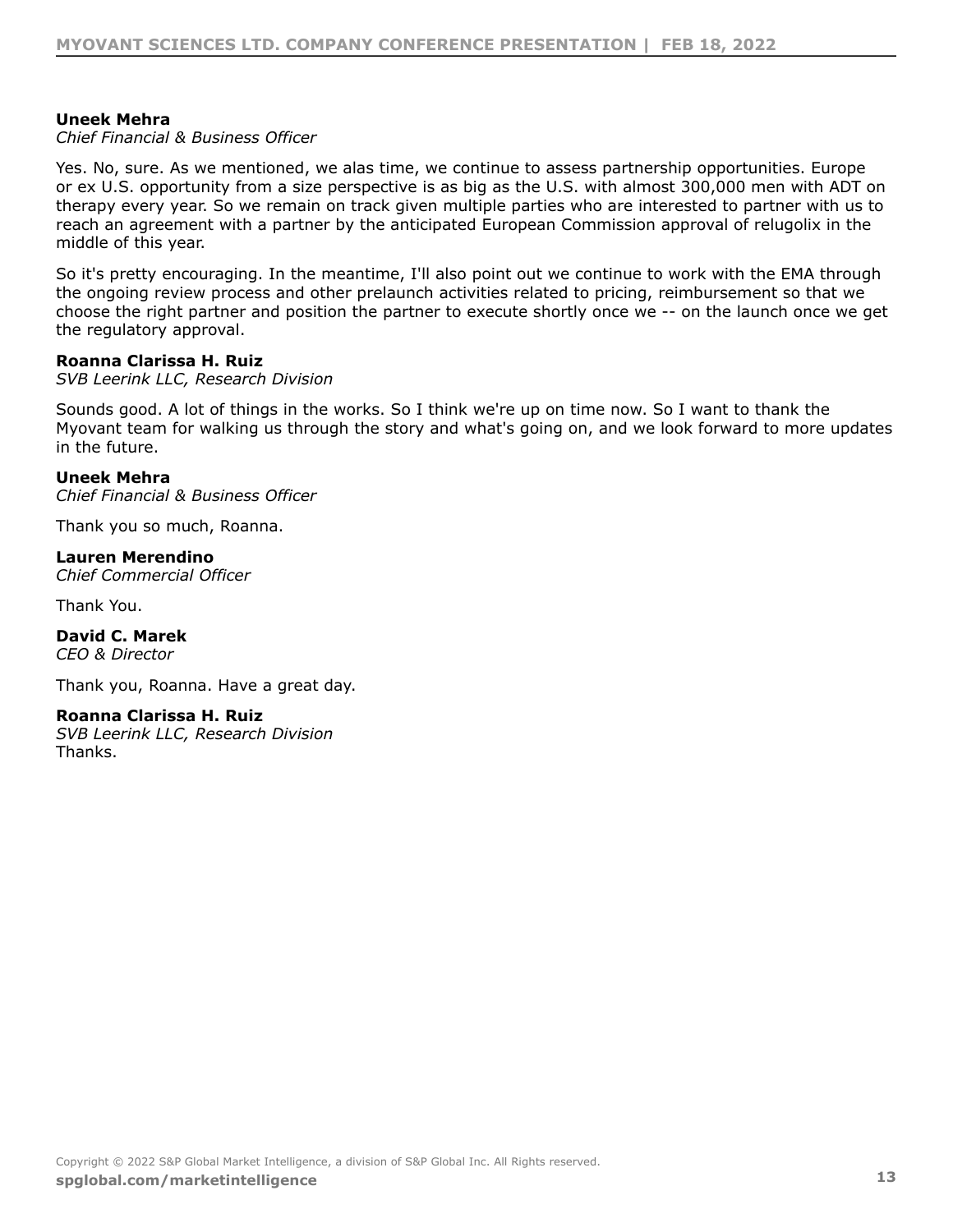**Uneek Mehra**
*Chief Financial & Business Officer*

Yes. No, sure. As we mentioned, we alas time, we continue to assess partnership opportunities. Europe or ex U.S. opportunity from a size perspective is as big as the U.S. with almost 300,000 men with ADT on therapy every year. So we remain on track given multiple parties who are interested to partner with us to reach an agreement with a partner by the anticipated European Commission approval of relugolix in the middle of this year.

So it's pretty encouraging. In the meantime, I'll also point out we continue to work with the EMA through the ongoing review process and other prelaunch activities related to pricing, reimbursement so that we choose the right partner and position the partner to execute shortly once we -- on the launch once we get the regulatory approval.

**Roanna Clarissa H. Ruiz**
*SVB Leerink LLC, Research Division*

Sounds good. A lot of things in the works. So I think we're up on time now. So I want to thank the Myovant team for walking us through the story and what's going on, and we look forward to more updates in the future.

**Uneek Mehra**
*Chief Financial & Business Officer*

Thank you so much, Roanna.

**Lauren Merendino**
*Chief Commercial Officer*

Thank You.

**David C. Marek**
*CEO & Director*

Thank you, Roanna. Have a great day.

**Roanna Clarissa H. Ruiz**
*SVB Leerink LLC, Research Division*
Thanks.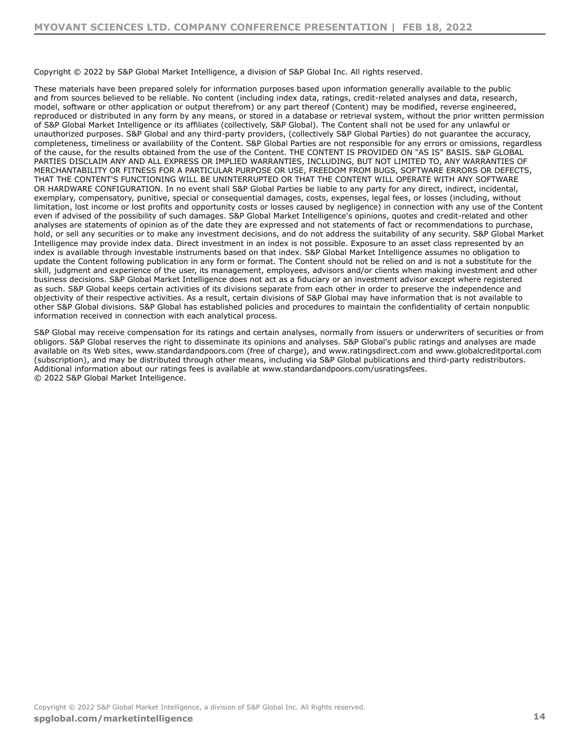Copyright © 2022 by S&P Global Market Intelligence, a division of S&P Global Inc. All rights reserved.

These materials have been prepared solely for information purposes based upon information generally available to the public and from sources believed to be reliable. No content (including index data, ratings, credit-related analyses and data, research, model, software or other application or output therefrom) or any part thereof (Content) may be modified, reverse engineered, reproduced or distributed in any form by any means, or stored in a database or retrieval system, without the prior written permission of S&P Global Market Intelligence or its affiliates (collectively, S&P Global). The Content shall not be used for any unlawful or unauthorized purposes. S&P Global and any third-party providers, (collectively S&P Global Parties) do not guarantee the accuracy, completeness, timeliness or availability of the Content. S&P Global Parties are not responsible for any errors or omissions, regardless of the cause, for the results obtained from the use of the Content. THE CONTENT IS PROVIDED ON "AS IS" BASIS. S&P GLOBAL PARTIES DISCLAIM ANY AND ALL EXPRESS OR IMPLIED WARRANTIES, INCLUDING, BUT NOT LIMITED TO, ANY WARRANTIES OF MERCHANTABILITY OR FITNESS FOR A PARTICULAR PURPOSE OR USE, FREEDOM FROM BUGS, SOFTWARE ERRORS OR DEFECTS, THAT THE CONTENT'S FUNCTIONING WILL BE UNINTERRUPTED OR THAT THE CONTENT WILL OPERATE WITH ANY SOFTWARE OR HARDWARE CONFIGURATION. In no event shall S&P Global Parties be liable to any party for any direct, indirect, incidental, exemplary, compensatory, punitive, special or consequential damages, costs, expenses, legal fees, or losses (including, without limitation, lost income or lost profits and opportunity costs or losses caused by negligence) in connection with any use of the Content even if advised of the possibility of such damages. S&P Global Market Intelligence's opinions, quotes and credit-related and other analyses are statements of opinion as of the date they are expressed and not statements of fact or recommendations to purchase, hold, or sell any securities or to make any investment decisions, and do not address the suitability of any security. S&P Global Market Intelligence may provide index data. Direct investment in an index is not possible. Exposure to an asset class represented by an index is available through investable instruments based on that index. S&P Global Market Intelligence assumes no obligation to update the Content following publication in any form or format. The Content should not be relied on and is not a substitute for the skill, judgment and experience of the user, its management, employees, advisors and/or clients when making investment and other business decisions. S&P Global Market Intelligence does not act as a fiduciary or an investment advisor except where registered as such. S&P Global keeps certain activities of its divisions separate from each other in order to preserve the independence and objectivity of their respective activities. As a result, certain divisions of S&P Global may have information that is not available to other S&P Global divisions. S&P Global has established policies and procedures to maintain the confidentiality of certain nonpublic information received in connection with each analytical process.

S&P Global may receive compensation for its ratings and certain analyses, normally from issuers or underwriters of securities or from obligors. S&P Global reserves the right to disseminate its opinions and analyses. S&P Global's public ratings and analyses are made available on its Web sites, www.standardandpoors.com (free of charge), and www.ratingsdirect.com and www.globalcreditportal.com (subscription), and may be distributed through other means, including via S&P Global publications and third-party redistributors. Additional information about our ratings fees is available at www.standardandpoors.com/usratingsfees.
© 2022 S&P Global Market Intelligence.